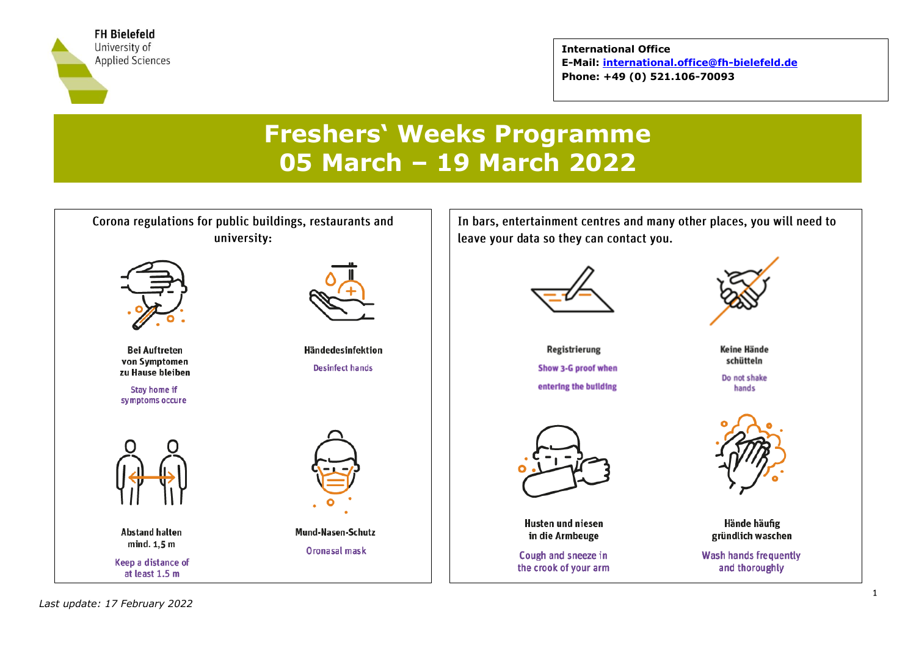FH Bielefeld
University of
Applied Sciences

**International Office**
**E-Mail: international.office@fh-bielefeld.de**
**Phone: +49 (0) 521.106-70093**

# Freshers' Weeks Programme
# 05 March – 19 March 2022

## Corona regulations for public buildings, restaurants and university:

**Bei Auftreten von Symptomen zu Hause bleiben**

Stay home if symptoms occure

**Händedesinfektion**

Desinfect hands

**Abstand halten mind. 1,5 m**

Keep a distance of at least 1.5 m

**Mund-Nasen-Schutz**

Oronasal mask

## In bars, entertainment centres and many other places, you will need to leave your data so they can contact you.

**Registrierung**

Show 3-G proof when entering the building

**Keine Hände schütteln**

Do not shake hands

**Husten und niesen in die Armbeuge**

Cough and sneeze in the crook of your arm

**Hände häufig gründlich waschen**

Wash hands frequently and thoroughly

*Last update: 17 February 2022*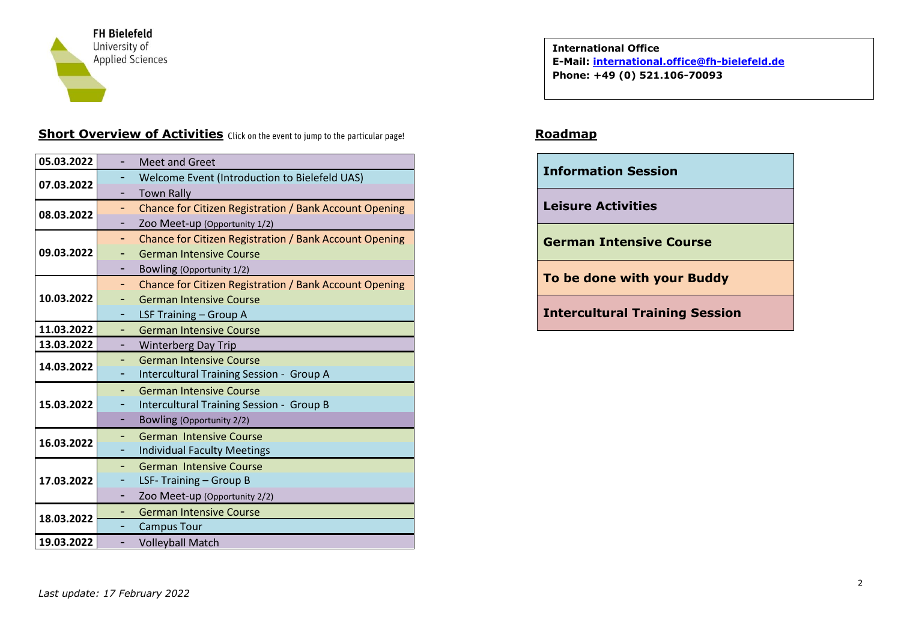FH Bielefeld
University of
Applied Sciences

**International Office**
**E-Mail: [international.office@fh-bielefeld.de](mailto:international.office@fh-bielefeld.de)**
**Phone: +49 (0) 521.106-70093**

## Short Overview of Activities

Click on the event to jump to the particular page!

| Date | Activity |
|---|---|
| 05.03.2022 | - Meet and Greet |
| 07.03.2022 | - Welcome Event (Introduction to Bielefeld UAS) |
| | - Town Rally |
| 08.03.2022 | - Chance for Citizen Registration / Bank Account Opening |
| | - Zoo Meet-up (Opportunity 1/2) |
| 09.03.2022 | - Chance for Citizen Registration / Bank Account Opening |
| | - German Intensive Course |
| | - Bowling (Opportunity 1/2) |
| 10.03.2022 | - Chance for Citizen Registration / Bank Account Opening |
| | - German Intensive Course |
| | - LSF Training – Group A |
| 11.03.2022 | - German Intensive Course |
| 13.03.2022 | - Winterberg Day Trip |
| 14.03.2022 | - German Intensive Course |
| | - Intercultural Training Session - Group A |
| 15.03.2022 | - German Intensive Course |
| | - Intercultural Training Session - Group B |
| | - Bowling (Opportunity 2/2) |
| 16.03.2022 | - German Intensive Course |
| | - Individual Faculty Meetings |
| 17.03.2022 | - German Intensive Course |
| | - LSF- Training – Group B |
| | - Zoo Meet-up (Opportunity 2/2) |
| 18.03.2022 | - German Intensive Course |
| | - Campus Tour |
| 19.03.2022 | - Volleyball Match |

## Roadmap

| |
|---|
| **Information Session** |
| **Leisure Activities** |
| **German Intensive Course** |
| **To be done with your Buddy** |
| **Intercultural Training Session** |

*Last update: 17 February 2022*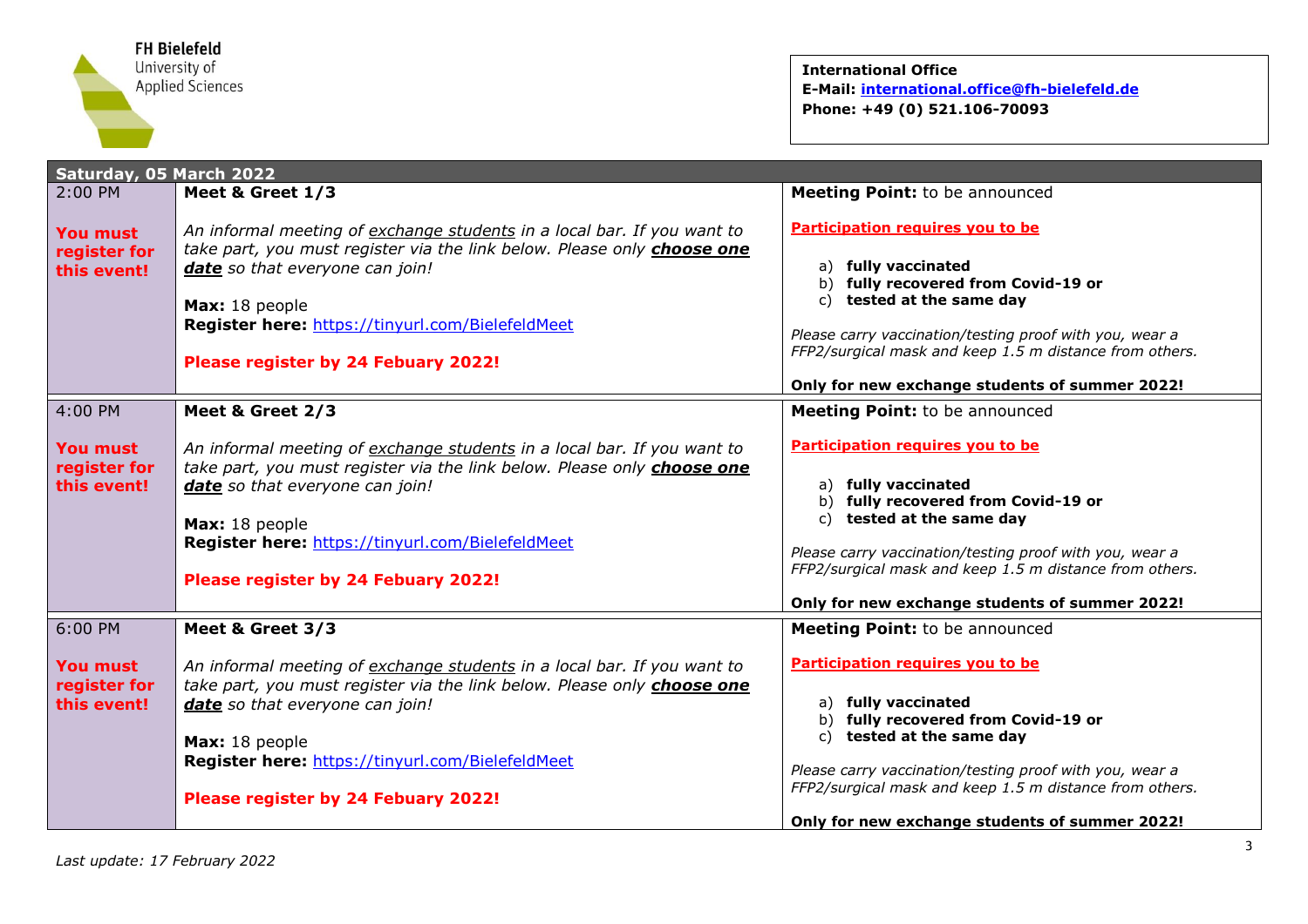**FH Bielefeld**
University of
Applied Sciences

**International Office**
**E-Mail: international.office@fh-bielefeld.de**
**Phone: +49 (0) 521.106-70093**

| **Saturday, 05 March 2022** | | |
|---|---|---|
| 2:00 PM<br><br>**You must register for this event!** | **Meet & Greet 1/3**<br><br>*An informal meeting of exchange students in a local bar. If you want to take part, you must register via the link below. Please only* ***choose one date*** *so that everyone can join!*<br><br>**Max:** 18 people<br>**Register here:** https://tinyurl.com/BielefeldMeet<br><br>**Please register by 24 Febuary 2022!** | **Meeting Point:** to be announced<br><br>**Participation requires you to be**<br><br>a) **fully vaccinated**<br>b) **fully recovered from Covid-19 or**<br>c) **tested at the same day**<br><br>*Please carry vaccination/testing proof with you, wear a FFP2/surgical mask and keep 1.5 m distance from others.*<br><br>**Only for new exchange students of summer 2022!** |
| 4:00 PM<br><br>**You must register for this event!** | **Meet & Greet 2/3**<br><br>*An informal meeting of exchange students in a local bar. If you want to take part, you must register via the link below. Please only* ***choose one date*** *so that everyone can join!*<br><br>**Max:** 18 people<br>**Register here:** https://tinyurl.com/BielefeldMeet<br><br>**Please register by 24 Febuary 2022!** | **Meeting Point:** to be announced<br><br>**Participation requires you to be**<br><br>a) **fully vaccinated**<br>b) **fully recovered from Covid-19 or**<br>c) **tested at the same day**<br><br>*Please carry vaccination/testing proof with you, wear a FFP2/surgical mask and keep 1.5 m distance from others.*<br><br>**Only for new exchange students of summer 2022!** |
| 6:00 PM<br><br>**You must register for this event!** | **Meet & Greet 3/3**<br><br>*An informal meeting of exchange students in a local bar. If you want to take part, you must register via the link below. Please only* ***choose one date*** *so that everyone can join!*<br><br>**Max:** 18 people<br>**Register here:** https://tinyurl.com/BielefeldMeet<br><br>**Please register by 24 Febuary 2022!** | **Meeting Point:** to be announced<br><br>**Participation requires you to be**<br><br>a) **fully vaccinated**<br>b) **fully recovered from Covid-19 or**<br>c) **tested at the same day**<br><br>*Please carry vaccination/testing proof with you, wear a FFP2/surgical mask and keep 1.5 m distance from others.*<br><br>**Only for new exchange students of summer 2022!** |

*Last update: 17 February 2022*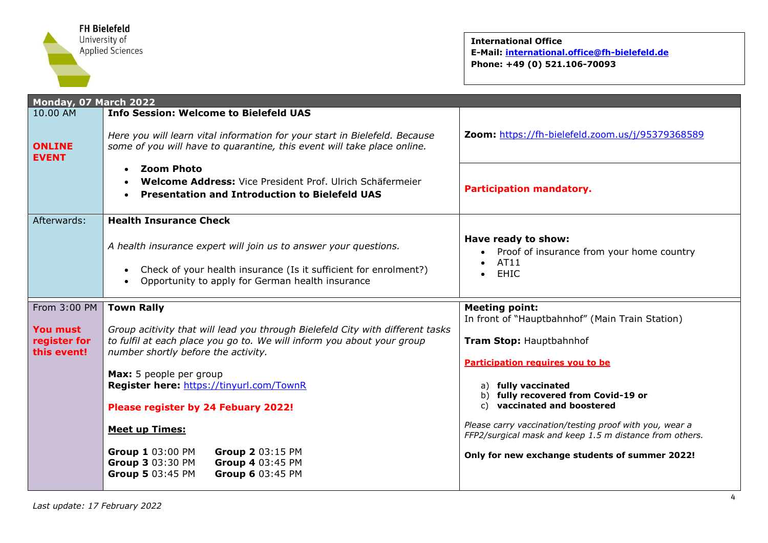FH Bielefeld
University of Applied Sciences

**International Office**
**E-Mail: international.office@fh-bielefeld.de**
**Phone: +49 (0) 521.106-70093**

| **Monday, 07 March 2022** | | |
|---|---|---|
| 10.00 AM<br><br>**ONLINE EVENT** | **Info Session: Welcome to Bielefeld UAS**<br><br>*Here you will learn vital information for your start in Bielefeld. Because some of you will have to quarantine, this event will take place online.*<br><br>• **Zoom Photo**<br>• **Welcome Address:** Vice President Prof. Ulrich Schäfermeier<br>• **Presentation and Introduction to Bielefeld UAS** | **Zoom:** https://fh-bielefeld.zoom.us/j/95379368589<br><br>**Participation mandatory.** |
| Afterwards: | **Health Insurance Check**<br><br>*A health insurance expert will join us to answer your questions.*<br><br>• Check of your health insurance (Is it sufficient for enrolment?)<br>• Opportunity to apply for German health insurance | **Have ready to show:**<br>• Proof of insurance from your home country<br>• AT11<br>• EHIC |
| From 3:00 PM<br><br>**You must register for this event!** | **Town Rally**<br><br>*Group acitivity that will lead you through Bielefeld City with different tasks to fulfil at each place you go to. We will inform you about your group number shortly before the activity.*<br><br>**Max:** 5 people per group<br>**Register here:** https://tinyurl.com/TownR<br><br>**Please register by 24 Febuary 2022!**<br><br>**Meet up Times:**<br><br>**Group 1** 03:00 PM **Group 2** 03:15 PM<br>**Group 3** 03:30 PM **Group 4** 03:45 PM<br>**Group 5** 03:45 PM **Group 6** 03:45 PM | **Meeting point:**<br>In front of "Hauptbahnhof" (Main Train Station)<br><br>**Tram Stop:** Hauptbahnhof<br><br>**Participation requires you to be**<br><br>a) **fully vaccinated**<br>b) **fully recovered from Covid-19 or**<br>c) **vaccinated and boostered**<br><br>*Please carry vaccination/testing proof with you, wear a FFP2/surgical mask and keep 1.5 m distance from others.*<br><br>**Only for new exchange students of summer 2022!** |

*Last update: 17 February 2022*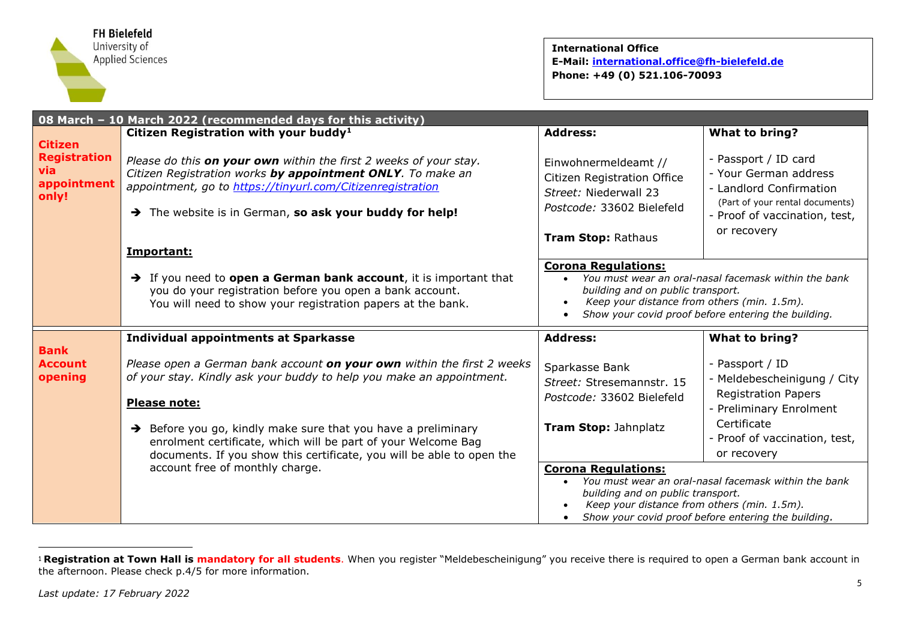**FH Bielefeld**
University of Applied Sciences

**International Office**
**E-Mail: international.office@fh-bielefeld.de**
**Phone: +49 (0) 521.106-70093**

| **08 March – 10 March 2022 (recommended days for this activity)** | | | |
|---|---|---|---|
| **Citizen Registration via appointment only!** | **Citizen Registration with your buddy**[1]<br><br>*Please do this **on your own** within the first 2 weeks of your stay. Citizen Registration works **by appointment ONLY**. To make an appointment, go to https://tinyurl.com/Citizenregistration*<br><br>➔ The website is in German, **so ask your buddy for help!**<br><br>**Important:**<br><br>➔ If you need to **open a German bank account**, it is important that you do your registration before you open a bank account. You will need to show your registration papers at the bank. | **Address:**<br><br>Einwohnermeldeamt // Citizen Registration Office<br>*Street:* Niederwall 23<br>*Postcode:* 33602 Bielefeld<br><br>**Tram Stop:** Rathaus<br><br>**Corona Regulations:**<br>• *You must wear an oral-nasal facemask within the bank building and on public transport.*<br>• *Keep your distance from others (min. 1.5m).*<br>• *Show your covid proof before entering the building.* | **What to bring?**<br><br>- Passport / ID card<br>- Your German address<br>- Landlord Confirmation (Part of your rental documents)<br>- Proof of vaccination, test, or recovery |
| **Bank Account opening** | **Individual appointments at Sparkasse**<br><br>*Please open a German bank account **on your own** within the first 2 weeks of your stay. Kindly ask your buddy to help you make an appointment.*<br><br>**Please note:**<br><br>➔ Before you go, kindly make sure that you have a preliminary enrolment certificate, which will be part of your Welcome Bag documents. If you show this certificate, you will be able to open the account free of monthly charge. | **Address:**<br><br>Sparkasse Bank<br>*Street:* Stresemannstr. 15<br>*Postcode:* 33602 Bielefeld<br><br>**Tram Stop:** Jahnplatz<br><br>**Corona Regulations:**<br>• *You must wear an oral-nasal facemask within the bank building and on public transport.*<br>• *Keep your distance from others (min. 1.5m).*<br>• *Show your covid proof before entering the building.* | **What to bring?**<br><br>- Passport / ID<br>- Meldebescheinigung / City Registration Papers<br>- Preliminary Enrolment Certificate<br>- Proof of vaccination, test, or recovery |

[1] **Registration at Town Hall is mandatory for all students**. When you register "Meldebescheinigung" you receive there is required to open a German bank account in the afternoon. Please check p.4/5 for more information.

*Last update: 17 February 2022*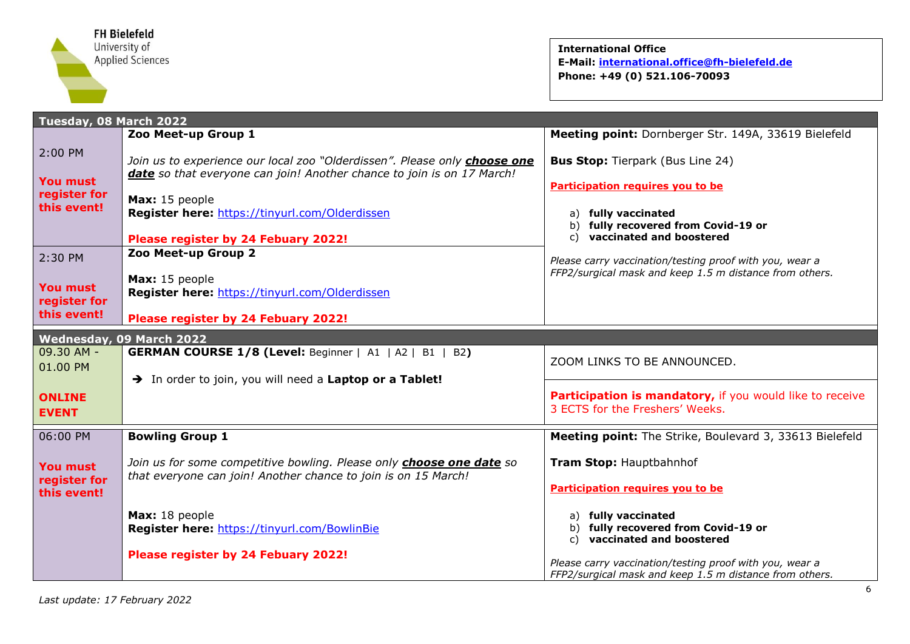**FH Bielefeld**
University of
Applied Sciences

**International Office**
**E-Mail: [international.office@fh-bielefeld.de](mailto:international.office@fh-bielefeld.de)**
**Phone: +49 (0) 521.106-70093**

| **Tuesday, 08 March 2022** | | |
|---|---|---|
| 2:00 PM<br><br>**You must register for this event!** | **Zoo Meet-up Group 1**<br><br>*Join us to experience our local zoo "Olderdissen". Please only **choose one date** so that everyone can join! Another chance to join is on 17 March!*<br><br>**Max:** 15 people<br>**Register here:** https://tinyurl.com/Olderdissen<br><br>**Please register by 24 Febuary 2022!** | **Meeting point:** Dornberger Str. 149A, 33619 Bielefeld<br><br>**Bus Stop:** Tierpark (Bus Line 24)<br><br>**Participation requires you to be**<br><br>a) **fully vaccinated**<br>b) **fully recovered from Covid-19 or**<br>c) **vaccinated and boostered**<br><br>*Please carry vaccination/testing proof with you, wear a FFP2/surgical mask and keep 1.5 m distance from others.* |
| 2:30 PM<br><br>**You must register for this event!** | **Zoo Meet-up Group 2**<br><br>**Max:** 15 people<br>**Register here:** https://tinyurl.com/Olderdissen<br><br>**Please register by 24 Febuary 2022!** | |
| **Wednesday, 09 March 2022** | | |
| 09.30 AM - 01.00 PM<br><br>**ONLINE EVENT** | **GERMAN COURSE 1/8 (Level:** Beginner \| A1 \| A2 \| B1 \| B2**)**<br><br>➔ In order to join, you will need a **Laptop or a Tablet!** | ZOOM LINKS TO BE ANNOUNCED.<br><br>**Participation is mandatory,** if you would like to receive 3 ECTS for the Freshers' Weeks. |
| 06:00 PM<br><br>**You must register for this event!** | **Bowling Group 1**<br><br>*Join us for some competitive bowling. Please only **choose one date** so that everyone can join! Another chance to join is on 15 March!*<br><br>**Max:** 18 people<br>**Register here:** https://tinyurl.com/BowlinBie<br><br>**Please register by 24 Febuary 2022!** | **Meeting point:** The Strike, Boulevard 3, 33613 Bielefeld<br><br>**Tram Stop:** Hauptbahnhof<br><br>**Participation requires you to be**<br><br>a) **fully vaccinated**<br>b) **fully recovered from Covid-19 or**<br>c) **vaccinated and boostered**<br><br>*Please carry vaccination/testing proof with you, wear a FFP2/surgical mask and keep 1.5 m distance from others.* |

*Last update: 17 February 2022*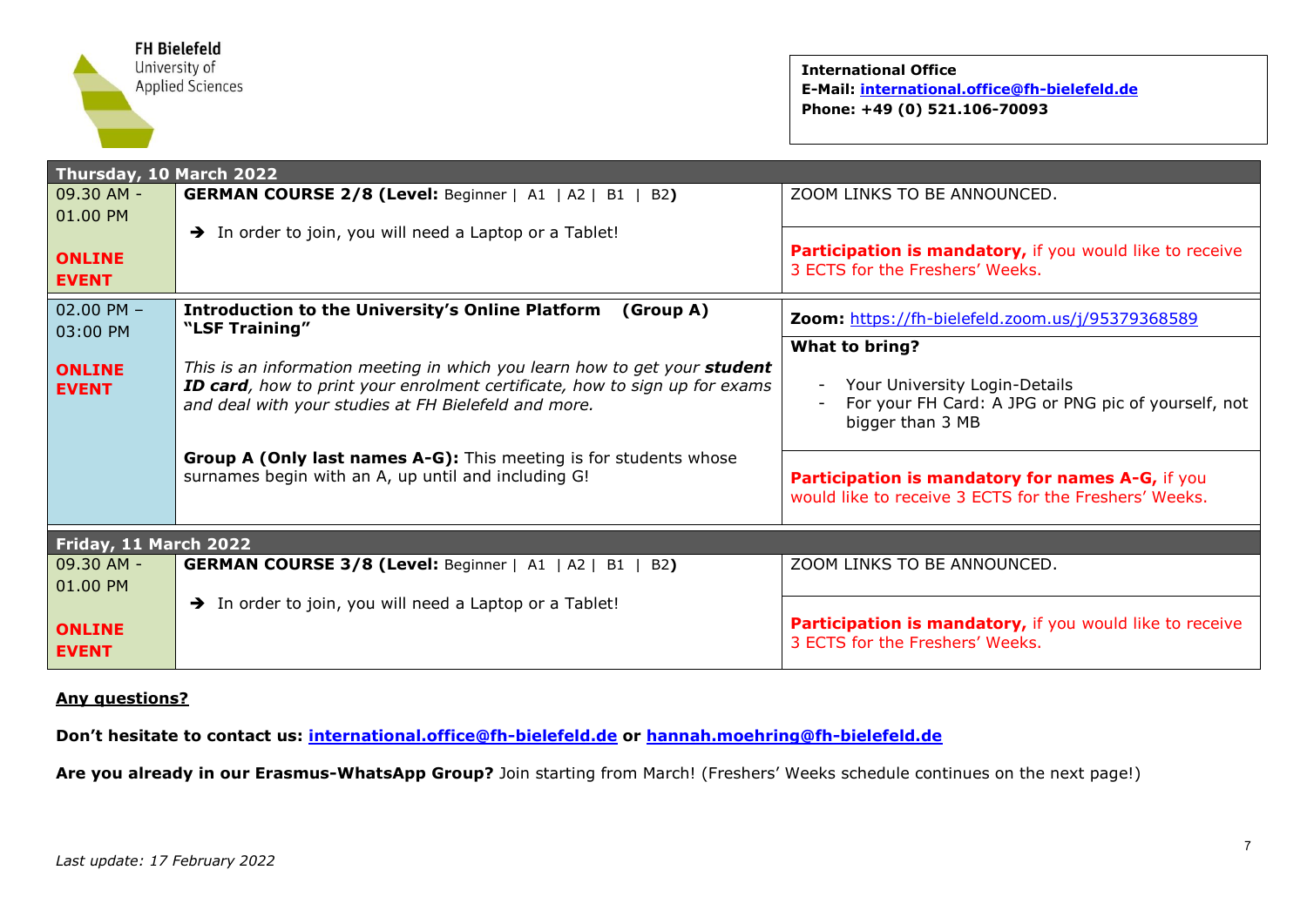**FH Bielefeld**
University of Applied Sciences

**International Office**
**E-Mail: [international.office@fh-bielefeld.de](mailto:international.office@fh-bielefeld.de)**
**Phone: +49 (0) 521.106-70093**

| Thursday, 10 March 2022 | | |
|---|---|---|
| 09.30 AM - 01.00 PM<br><br>**ONLINE EVENT** | **GERMAN COURSE 2/8 (Level:** Beginner \| A1 \| A2 \| B1 \| B2**)**<br><br>➔ In order to join, you will need a Laptop or a Tablet! | ZOOM LINKS TO BE ANNOUNCED.<br><br>**Participation is mandatory,** if you would like to receive 3 ECTS for the Freshers' Weeks. |
| 02.00 PM – 03:00 PM<br><br>**ONLINE EVENT** | **Introduction to the University's Online Platform (Group A) "LSF Training"**<br><br>*This is an information meeting in which you learn how to get your* ***student ID card****, how to print your enrolment certificate, how to sign up for exams and deal with your studies at FH Bielefeld and more.*<br><br>**Group A (Only last names A-G):** This meeting is for students whose surnames begin with an A, up until and including G! | **Zoom:** https://fh-bielefeld.zoom.us/j/95379368589<br><br>**What to bring?**<br>- Your University Login-Details<br>- For your FH Card: A JPG or PNG pic of yourself, not bigger than 3 MB<br><br>**Participation is mandatory for names A-G,** if you would like to receive 3 ECTS for the Freshers' Weeks. |
| **Friday, 11 March 2022** | | |
| 09.30 AM - 01.00 PM<br><br>**ONLINE EVENT** | **GERMAN COURSE 3/8 (Level:** Beginner \| A1 \| A2 \| B1 \| B2**)**<br><br>➔ In order to join, you will need a Laptop or a Tablet! | ZOOM LINKS TO BE ANNOUNCED.<br><br>**Participation is mandatory,** if you would like to receive 3 ECTS for the Freshers' Weeks. |

**Any questions?**

**Don't hesitate to contact us: [international.office@fh-bielefeld.de](mailto:international.office@fh-bielefeld.de) or [hannah.moehring@fh-bielefeld.de](mailto:hannah.moehring@fh-bielefeld.de)**

**Are you already in our Erasmus-WhatsApp Group?** Join starting from March! (Freshers' Weeks schedule continues on the next page!)

*Last update: 17 February 2022*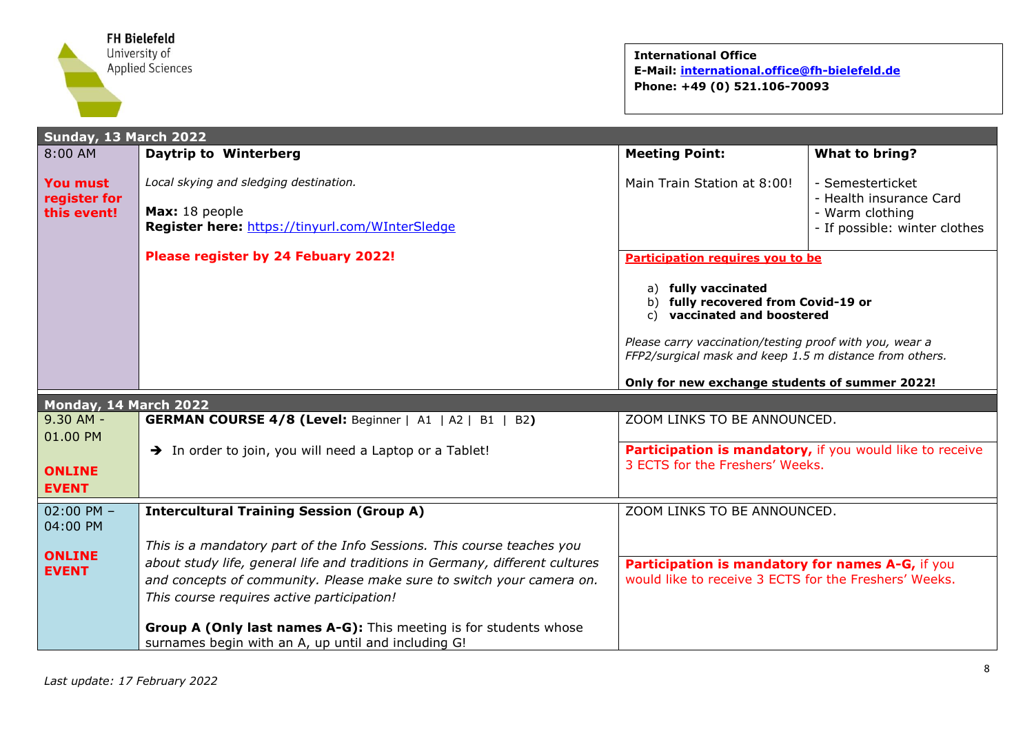FH Bielefeld
University of
Applied Sciences

**International Office**
**E-Mail: international.office@fh-bielefeld.de**
**Phone: +49 (0) 521.106-70093**

## Sunday, 13 March 2022

| Time | Event | Meeting Point: | What to bring? |
|---|---|---|---|
| 8:00 AM<br><br>**You must register for this event!** | **Daytrip to Winterberg**<br><br>*Local skying and sledging destination.*<br><br>**Max:** 18 people<br>**Register here:** https://tinyurl.com/WInterSledge<br><br>**Please register by 24 Febuary 2022!** | Main Train Station at 8:00! | - Semesterticket<br>- Health insurance Card<br>- Warm clothing<br>- If possible: winter clothes |
| | | **Participation requires you to be**<br><br>a) **fully vaccinated**<br>b) **fully recovered from Covid-19 or**<br>c) **vaccinated and boostered**<br><br>*Please carry vaccination/testing proof with you, wear a FFP2/surgical mask and keep 1.5 m distance from others.*<br><br>**Only for new exchange students of summer 2022!** | |

## Monday, 14 March 2022

| Time | Event | Details |
|---|---|---|
| 9.30 AM - 01.00 PM<br><br>**ONLINE EVENT** | **GERMAN COURSE 4/8 (Level:** Beginner \| A1 \| A2 \| B1 \| B2**)**<br><br>➔ In order to join, you will need a Laptop or a Tablet! | ZOOM LINKS TO BE ANNOUNCED.<br><br>**Participation is mandatory,** if you would like to receive 3 ECTS for the Freshers' Weeks. |
| 02:00 PM – 04:00 PM<br><br>**ONLINE EVENT** | **Intercultural Training Session (Group A)**<br><br>*This is a mandatory part of the Info Sessions. This course teaches you about study life, general life and traditions in Germany, different cultures and concepts of community. Please make sure to switch your camera on. This course requires active participation!*<br><br>**Group A (Only last names A-G):** This meeting is for students whose surnames begin with an A, up until and including G! | ZOOM LINKS TO BE ANNOUNCED.<br><br>**Participation is mandatory for names A-G,** if you would like to receive 3 ECTS for the Freshers' Weeks. |

*Last update: 17 February 2022*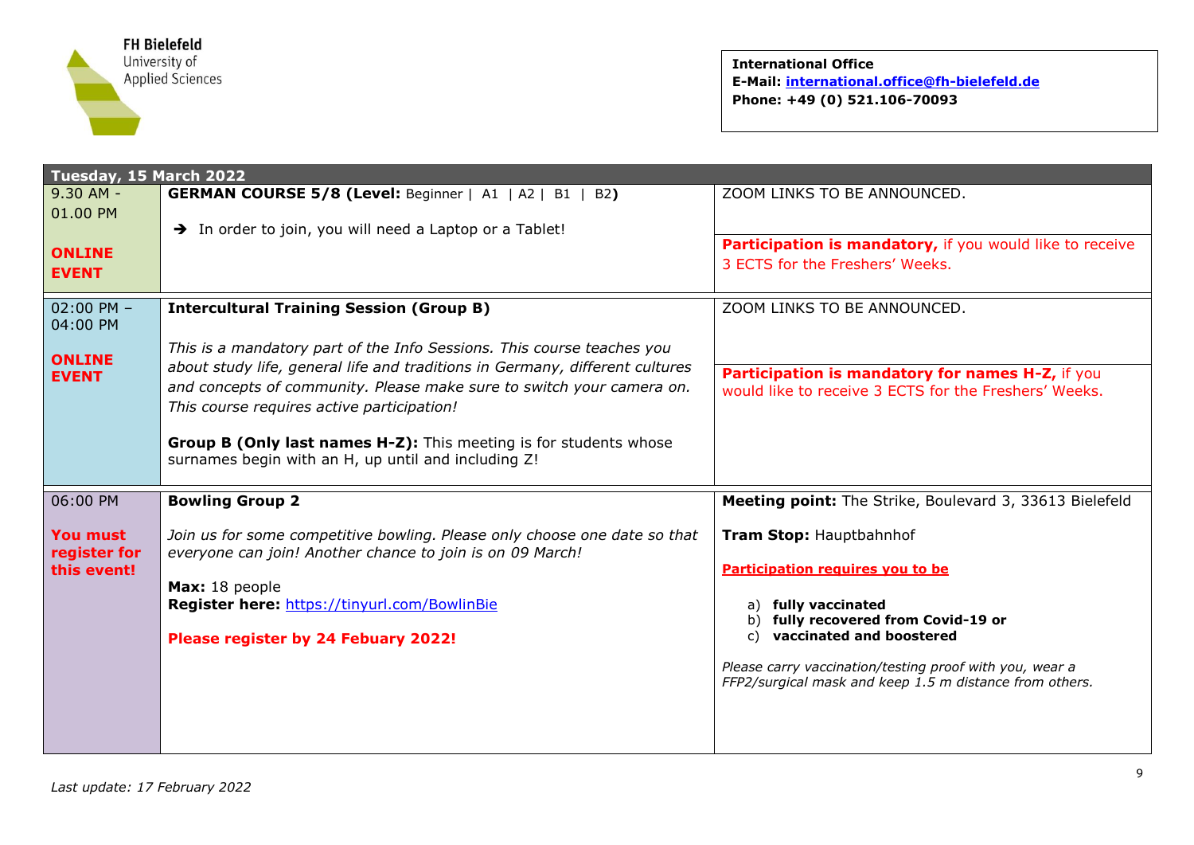FH Bielefeld
University of
Applied Sciences

**International Office**
**E-Mail: [international.office@fh-bielefeld.de](mailto:international.office@fh-bielefeld.de)**
**Phone: +49 (0) 521.106-70093**

| Tuesday, 15 March 2022 | | |
|---|---|---|
| 9.30 AM - 01.00 PM<br><br>**ONLINE EVENT** | **GERMAN COURSE 5/8 (Level:** Beginner \| A1 \| A2 \| B1 \| B2**)**<br><br>➔ In order to join, you will need a Laptop or a Tablet! | ZOOM LINKS TO BE ANNOUNCED.<br><br>**Participation is mandatory,** if you would like to receive 3 ECTS for the Freshers' Weeks. |
| 02:00 PM – 04:00 PM<br><br>**ONLINE EVENT** | **Intercultural Training Session (Group B)**<br><br>*This is a mandatory part of the Info Sessions. This course teaches you about study life, general life and traditions in Germany, different cultures and concepts of community. Please make sure to switch your camera on. This course requires active participation!*<br><br>**Group B (Only last names H-Z):** This meeting is for students whose surnames begin with an H, up until and including Z! | ZOOM LINKS TO BE ANNOUNCED.<br><br>**Participation is mandatory for names H-Z,** if you would like to receive 3 ECTS for the Freshers' Weeks. |
| 06:00 PM<br><br>**You must register for this event!** | **Bowling Group 2**<br><br>*Join us for some competitive bowling. Please only choose one date so that everyone can join! Another chance to join is on 09 March!*<br><br>**Max:** 18 people<br>**Register here:** [https://tinyurl.com/BowlinBie](https://tinyurl.com/BowlinBie)<br><br>**Please register by 24 Febuary 2022!** | **Meeting point:** The Strike, Boulevard 3, 33613 Bielefeld<br><br>**Tram Stop:** Hauptbahnhof<br><br>**Participation requires you to be**<br><br>a) **fully vaccinated**<br>b) **fully recovered from Covid-19 or**<br>c) **vaccinated and boostered**<br><br>*Please carry vaccination/testing proof with you, wear a FFP2/surgical mask and keep 1.5 m distance from others.* |

*Last update: 17 February 2022*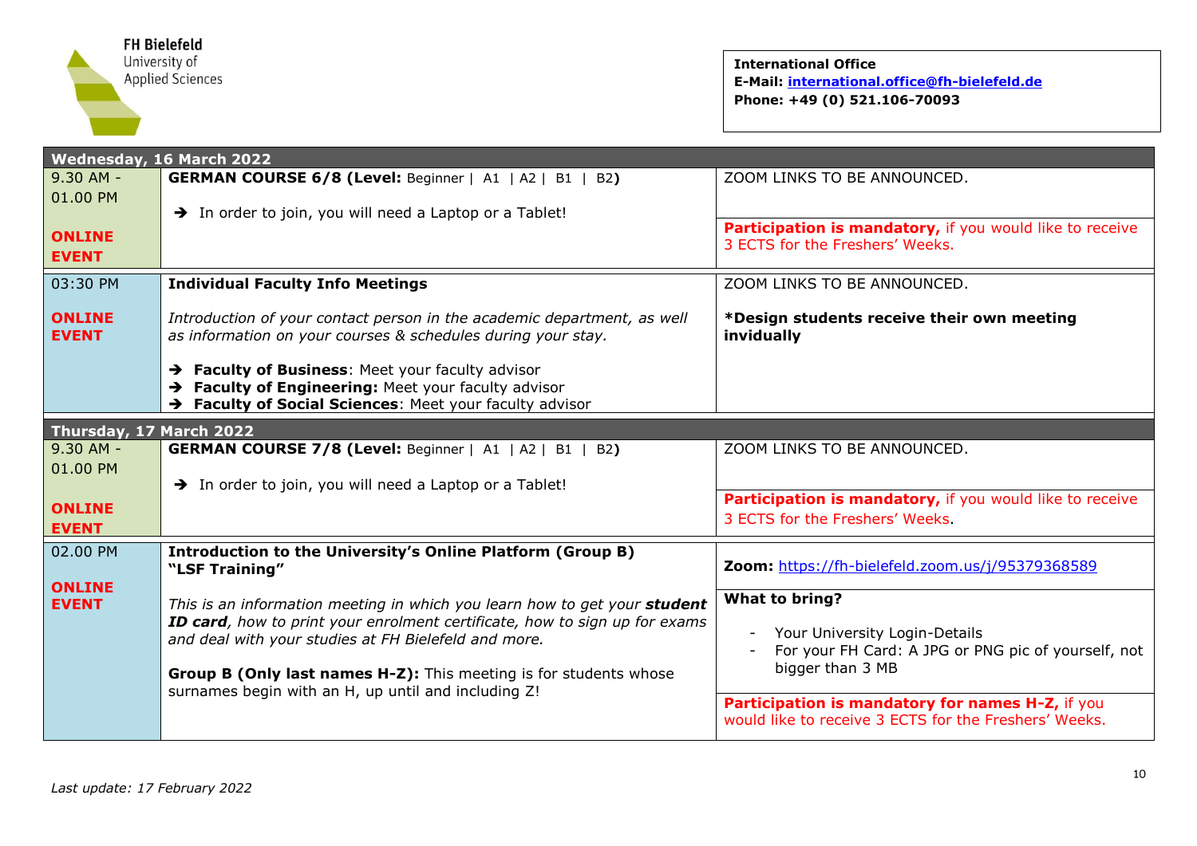**FH Bielefeld**
University of Applied Sciences

**International Office**
**E-Mail: international.office@fh-bielefeld.de**
**Phone: +49 (0) 521.106-70093**

| **Wednesday, 16 March 2022** | | |
|---|---|---|
| 9.30 AM - 01.00 PM<br><br>**ONLINE EVENT** | **GERMAN COURSE 6/8 (Level:** Beginner \| A1 \| A2 \| B1 \| B2**)**<br><br>➔ In order to join, you will need a Laptop or a Tablet! | ZOOM LINKS TO BE ANNOUNCED.<br><br>**Participation is mandatory,** if you would like to receive 3 ECTS for the Freshers' Weeks. |
| 03:30 PM<br><br>**ONLINE EVENT** | **Individual Faculty Info Meetings**<br><br>*Introduction of your contact person in the academic department, as well as information on your courses & schedules during your stay.*<br><br>➔ **Faculty of Business**: Meet your faculty advisor<br>➔ **Faculty of Engineering:** Meet your faculty advisor<br>➔ **Faculty of Social Sciences**: Meet your faculty advisor | ZOOM LINKS TO BE ANNOUNCED.<br><br>**\*Design students receive their own meeting invidually** |
| **Thursday, 17 March 2022** | | |
| 9.30 AM - 01.00 PM<br><br>**ONLINE EVENT** | **GERMAN COURSE 7/8 (Level:** Beginner \| A1 \| A2 \| B1 \| B2**)**<br><br>➔ In order to join, you will need a Laptop or a Tablet! | ZOOM LINKS TO BE ANNOUNCED.<br><br>**Participation is mandatory,** if you would like to receive 3 ECTS for the Freshers' Weeks. |
| 02.00 PM<br><br>**ONLINE EVENT** | **Introduction to the University's Online Platform (Group B) "LSF Training"**<br><br>*This is an information meeting in which you learn how to get your **student ID card**, how to print your enrolment certificate, how to sign up for exams and deal with your studies at FH Bielefeld and more.*<br><br>**Group B (Only last names H-Z):** This meeting is for students whose surnames begin with an H, up until and including Z! | **Zoom:** https://fh-bielefeld.zoom.us/j/95379368589<br><br>**What to bring?**<br>- Your University Login-Details<br>- For your FH Card: A JPG or PNG pic of yourself, not bigger than 3 MB<br><br>**Participation is mandatory for names H-Z,** if you would like to receive 3 ECTS for the Freshers' Weeks. |

*Last update: 17 February 2022*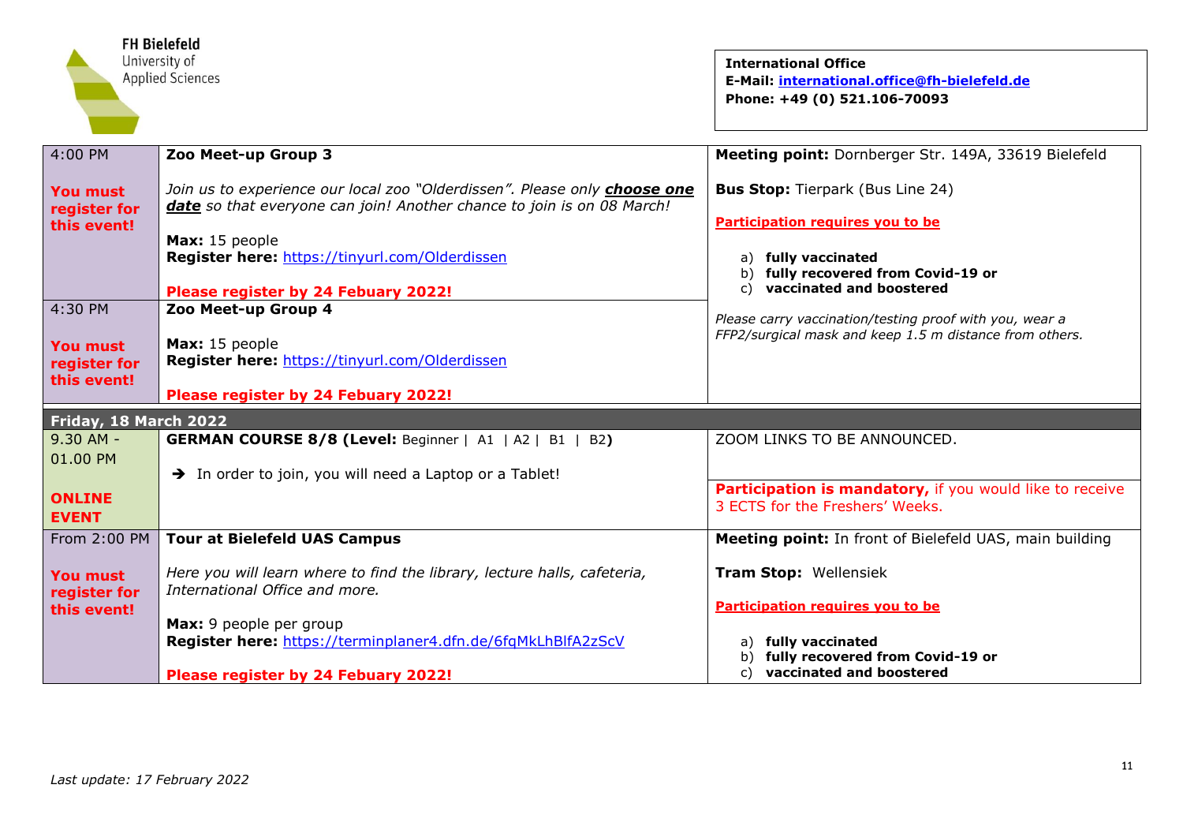**FH Bielefeld**
University of Applied Sciences

**International Office**
**E-Mail: international.office@fh-bielefeld.de**
**Phone: +49 (0) 521.106-70093**

| | | |
|---|---|---|
| 4:00 PM<br><br>**You must register for this event!** | **Zoo Meet-up Group 3**<br><br>*Join us to experience our local zoo "Olderdissen". Please only **choose one date** so that everyone can join! Another chance to join is on 08 March!*<br><br>**Max:** 15 people<br>**Register here:** https://tinyurl.com/Olderdissen<br><br>**Please register by 24 Febuary 2022!** | **Meeting point:** Dornberger Str. 149A, 33619 Bielefeld<br><br>**Bus Stop:** Tierpark (Bus Line 24)<br><br>**Participation requires you to be**<br><br>a) **fully vaccinated**<br>b) **fully recovered from Covid-19 or**<br>c) **vaccinated and boostered**<br><br>*Please carry vaccination/testing proof with you, wear a FFP2/surgical mask and keep 1.5 m distance from others.* |
| 4:30 PM<br><br>**You must register for this event!** | **Zoo Meet-up Group 4**<br><br>**Max:** 15 people<br>**Register here:** https://tinyurl.com/Olderdissen<br><br>**Please register by 24 Febuary 2022!** | |
| **Friday, 18 March 2022** | | |
| 9.30 AM - 01.00 PM<br><br>**ONLINE EVENT** | **GERMAN COURSE 8/8 (Level:** Beginner \| A1 \| A2 \| B1 \| B2**)**<br><br>➔ In order to join, you will need a Laptop or a Tablet! | ZOOM LINKS TO BE ANNOUNCED.<br><br>**Participation is mandatory,** if you would like to receive 3 ECTS for the Freshers' Weeks. |
| From 2:00 PM<br><br>**You must register for this event!** | **Tour at Bielefeld UAS Campus**<br><br>*Here you will learn where to find the library, lecture halls, cafeteria, International Office and more.*<br><br>**Max:** 9 people per group<br>**Register here:** https://terminplaner4.dfn.de/6fqMkLhBlfA2zScV<br><br>**Please register by 24 Febuary 2022!** | **Meeting point:** In front of Bielefeld UAS, main building<br><br>**Tram Stop:** Wellensiek<br><br>**Participation requires you to be**<br><br>a) **fully vaccinated**<br>b) **fully recovered from Covid-19 or**<br>c) **vaccinated and boostered** |

*Last update: 17 February 2022*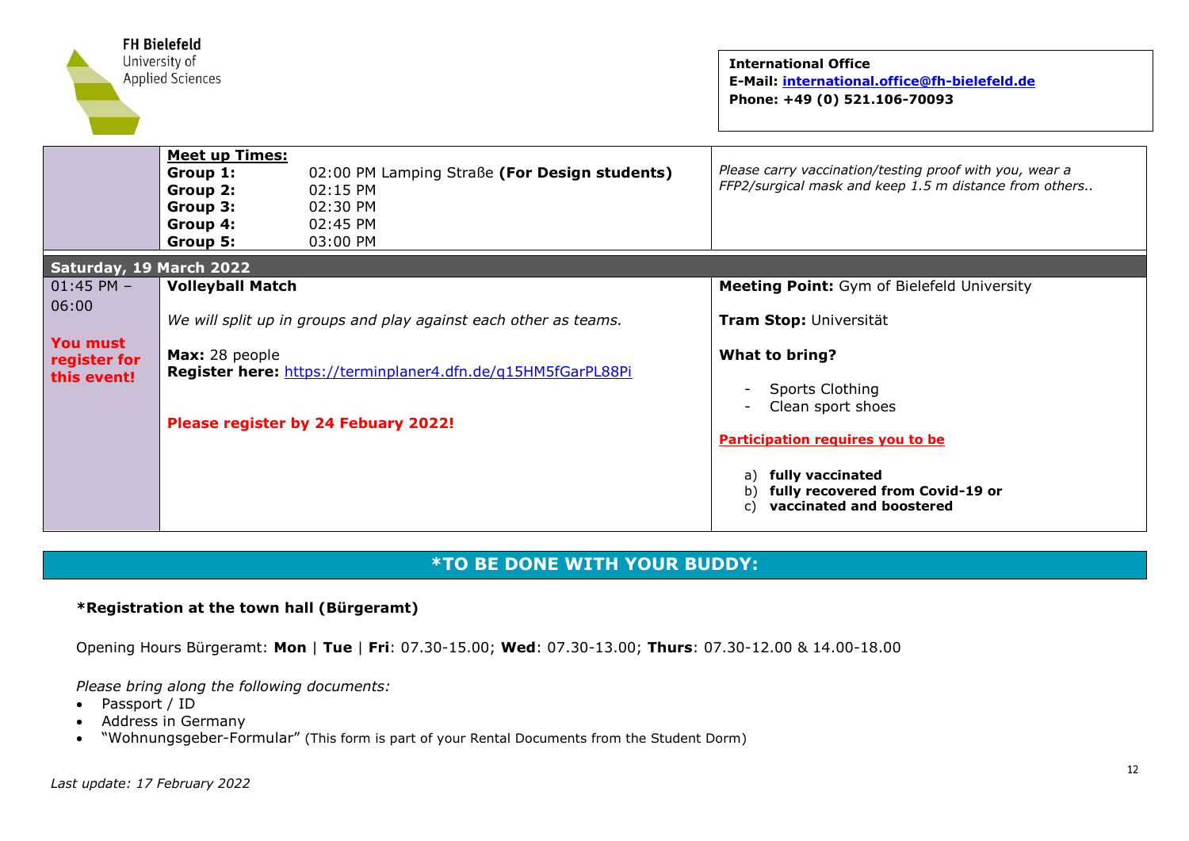**FH Bielefeld**
University of Applied Sciences

**International Office**
**E-Mail: international.office@fh-bielefeld.de**
**Phone: +49 (0) 521.106-70093**

| | | |
|---|---|---|
| | **Meet up Times:**<br>**Group 1:** 02:00 PM Lamping Straße **(For Design students)**<br>**Group 2:** 02:15 PM<br>**Group 3:** 02:30 PM<br>**Group 4:** 02:45 PM<br>**Group 5:** 03:00 PM | *Please carry vaccination/testing proof with you, wear a FFP2/surgical mask and keep 1.5 m distance from others..* |
| **Saturday, 19 March 2022** | | |
| 01:45 PM – 06:00<br><br>**You must register for this event!** | **Volleyball Match**<br><br>*We will split up in groups and play against each other as teams.*<br><br>**Max:** 28 people<br>**Register here:** https://terminplaner4.dfn.de/q15HM5fGarPL88Pi<br><br>**Please register by 24 Febuary 2022!** | **Meeting Point:** Gym of Bielefeld University<br><br>**Tram Stop:** Universität<br><br>**What to bring?**<br>- Sports Clothing<br>- Clean sport shoes<br><br>**Participation requires you to be**<br>a) **fully vaccinated**<br>b) **fully recovered from Covid-19 or**<br>c) **vaccinated and boostered** |

## *TO BE DONE WITH YOUR BUDDY:

**\*Registration at the town hall (Bürgeramt)**

Opening Hours Bürgeramt: **Mon** | **Tue** | **Fri**: 07.30-15.00; **Wed**: 07.30-13.00; **Thurs**: 07.30-12.00 & 14.00-18.00

*Please bring along the following documents:*

- Passport / ID
- Address in Germany
- "Wohnungsgeber-Formular" (This form is part of your Rental Documents from the Student Dorm)

*Last update: 17 February 2022*